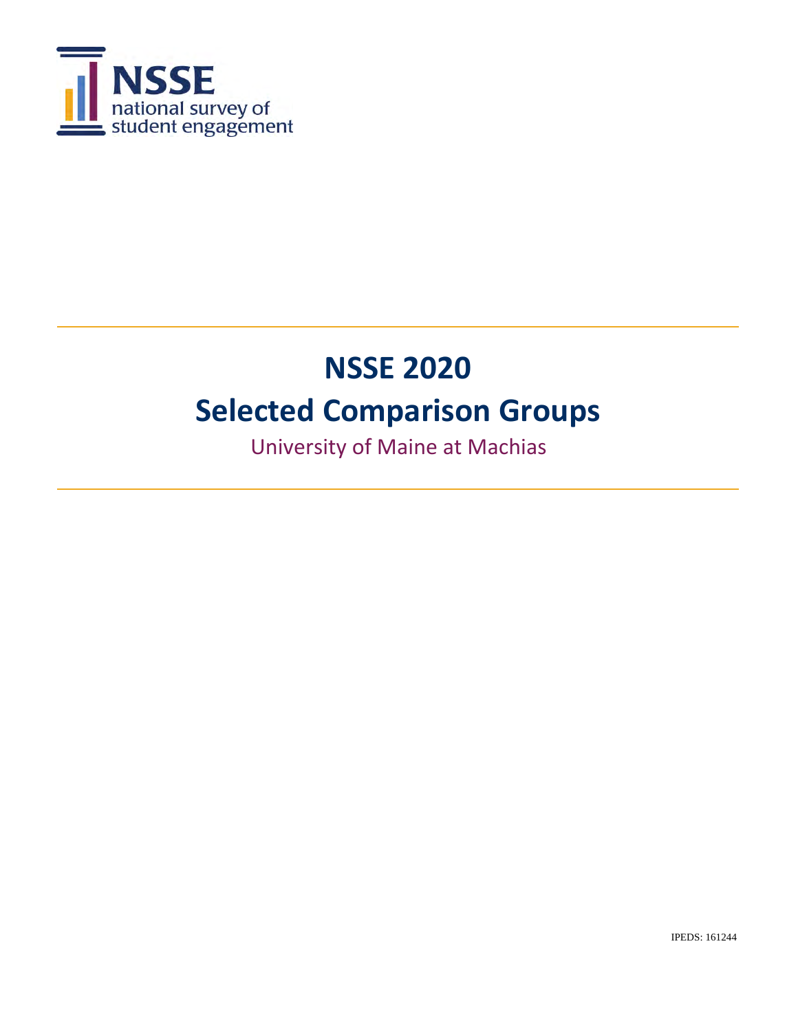NSSE
national survey of
student engagement

# NSSE 2020

# Selected Comparison Groups

University of Maine at Machias

IPEDS: 161244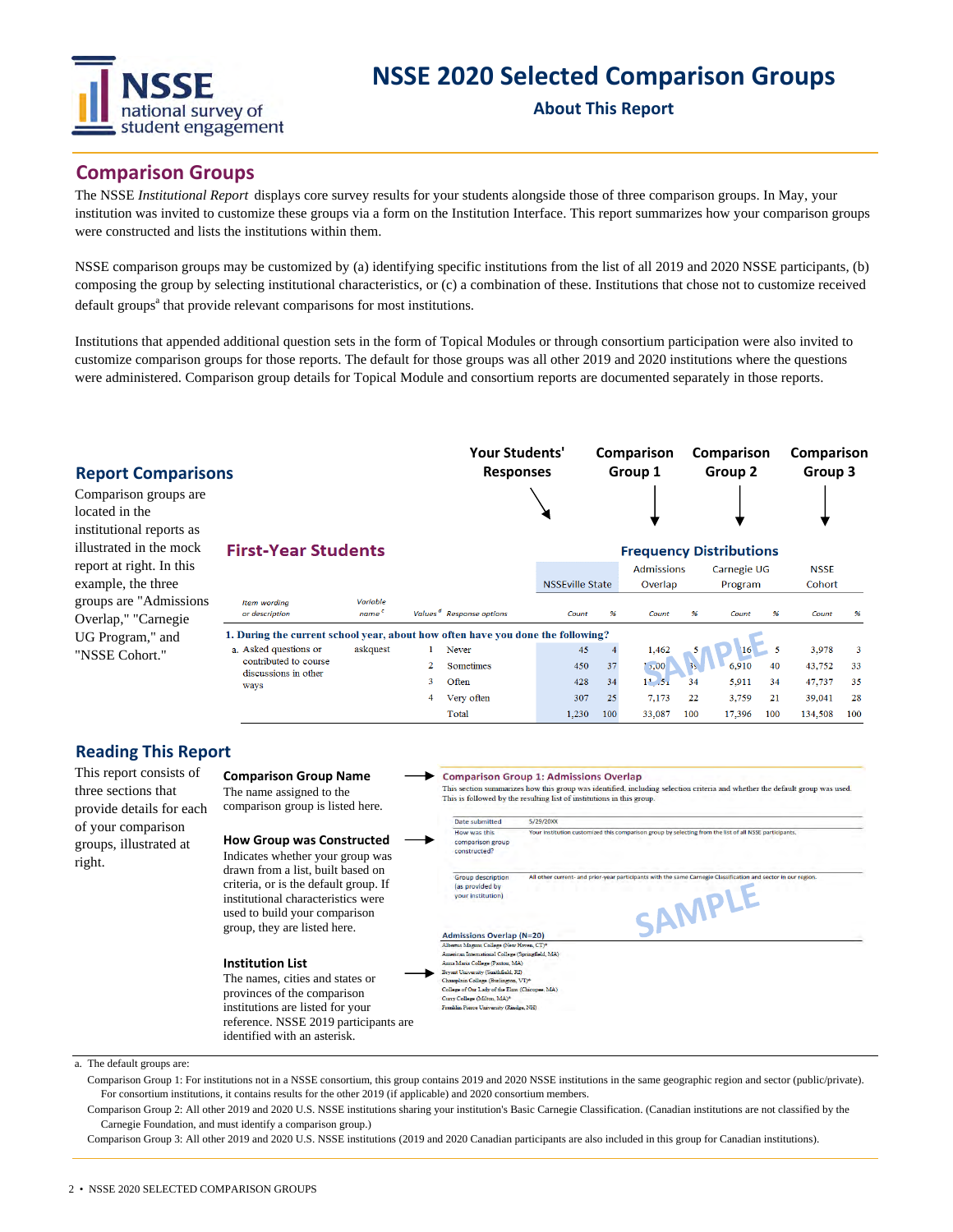# NSSE 2020 Selected Comparison Groups

## About This Report

## Comparison Groups

The NSSE *Institutional Report* displays core survey results for your students alongside those of three comparison groups. In May, your institution was invited to customize these groups via a form on the Institution Interface. This report summarizes how your comparison groups were constructed and lists the institutions within them.

NSSE comparison groups may be customized by (a) identifying specific institutions from the list of all 2019 and 2020 NSSE participants, (b) composing the group by selecting institutional characteristics, or (c) a combination of these. Institutions that chose not to customize received default groups[a] that provide relevant comparisons for most institutions.

Institutions that appended additional question sets in the form of Topical Modules or through consortium participation were also invited to customize comparison groups for those reports. The default for those groups was all other 2019 and 2020 institutions where the questions were administered. Comparison group details for Topical Module and consortium reports are documented separately in those reports.

## Report Comparisons

Comparison groups are located in the institutional reports as illustrated in the mock report at right. In this example, the three groups are "Admissions Overlap," "Carnegie UG Program," and "NSSE Cohort."

Your Students' Responses → NSSEville State; Comparison Group 1 → Admissions Overlap; Comparison Group 2 → Carnegie UG Program; Comparison Group 3 → NSSE Cohort

**First-Year Students** — **Frequency Distributions**

| Item wording or description | Variable name[c] | Values[d] | Response options | NSSEville State Count | % | Admissions Overlap Count | % | Carnegie UG Program Count | % | NSSE Cohort Count | % |
|---|---|---|---|---|---|---|---|---|---|---|---|
| **1. During the current school year, about how often have you done the following?** | | | | | | | | | | | |
| a. Asked questions or contributed to course discussions in other ways | askquest | 1 | Never | 45 | 4 | 1,462 | 5 | 816 | 5 | 3,978 | 3 |
| | | 2 | Sometimes | 450 | 37 | 12,00 | 39 | 6,910 | 40 | 43,752 | 33 |
| | | 3 | Often | 428 | 34 | 11,151 | 34 | 5,911 | 34 | 47,737 | 35 |
| | | 4 | Very often | 307 | 25 | 7,173 | 22 | 3,759 | 21 | 39,041 | 28 |
| | | | Total | 1,230 | 100 | 33,087 | 100 | 17,396 | 100 | 134,508 | 100 |

SAMPLE

## Reading This Report

This report consists of three sections that provide details for each of your comparison groups, illustrated at right.

**Comparison Group Name**
The name assigned to the comparison group is listed here.

**How Group was Constructed**
Indicates whether your group was drawn from a list, built based on criteria, or is the default group. If institutional characteristics were used to build your comparison group, they are listed here.

**Institution List**
The names, cities and states or provinces of the comparison institutions are listed for your reference. NSSE 2019 participants are identified with an asterisk.

**Comparison Group 1: Admissions Overlap**
This section summarizes how this group was identified, including selection criteria and whether the default group was used. This is followed by the resulting list of institutions in this group.

| | |
|---|---|
| Date submitted | 5/29/20XX |
| How was this comparison group constructed? | Your institution customized this comparison group by selecting from the list of all NSSE participants. |
| Group description (as provided by your institution) | All other current- and prior-year participants with the same Carnegie Classification and sector in our region. |

SAMPLE

**Admissions Overlap (N=20)**
Albertus Magnus College (New Haven, CT)*
American International College (Springfield, MA)
Anna Maria College (Paxton, MA)
Bryant University (Smithfield, RI)
Champlain College (Burlington, VT)*
College of Our Lady of the Elms (Chicopee, MA)
Curry College (Milton, MA)*
Franklin Pierce University (Rindge, NH)

---

a. The default groups are:
Comparison Group 1: For institutions not in a NSSE consortium, this group contains 2019 and 2020 NSSE institutions in the same geographic region and sector (public/private). For consortium institutions, it contains results for the other 2019 (if applicable) and 2020 consortium members.
Comparison Group 2: All other 2019 and 2020 U.S. NSSE institutions sharing your institution's Basic Carnegie Classification. (Canadian institutions are not classified by the Carnegie Foundation, and must identify a comparison group.)
Comparison Group 3: All other 2019 and 2020 U.S. NSSE institutions (2019 and 2020 Canadian participants are also included in this group for Canadian institutions).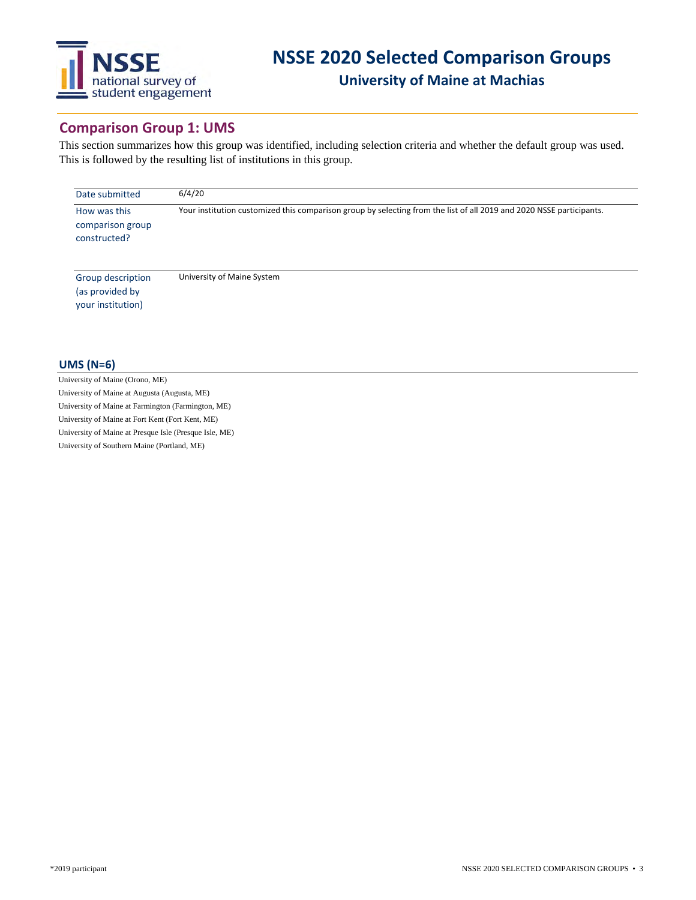# NSSE 2020 Selected Comparison Groups

## University of Maine at Machias

## Comparison Group 1: UMS

This section summarizes how this group was identified, including selection criteria and whether the default group was used. This is followed by the resulting list of institutions in this group.

| | |
|---|---|
| Date submitted | 6/4/20 |
| How was this comparison group constructed? | Your institution customized this comparison group by selecting from the list of all 2019 and 2020 NSSE participants. |
| Group description (as provided by your institution) | University of Maine System |

### UMS (N=6)

University of Maine (Orono, ME)
University of Maine at Augusta (Augusta, ME)
University of Maine at Farmington (Farmington, ME)
University of Maine at Fort Kent (Fort Kent, ME)
University of Maine at Presque Isle (Presque Isle, ME)
University of Southern Maine (Portland, ME)

*2019 participant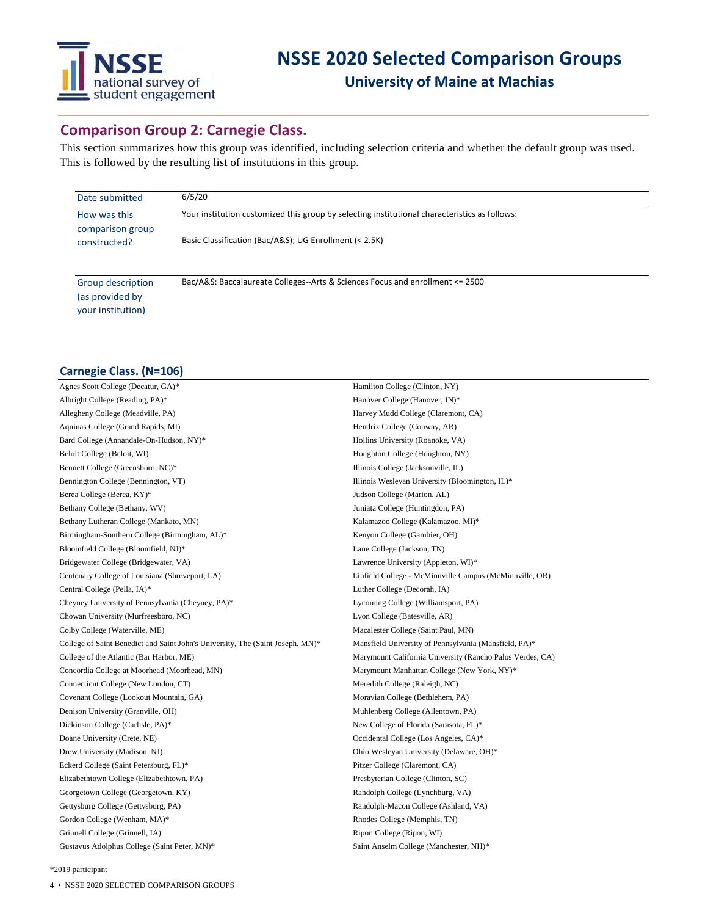# NSSE 2020 Selected Comparison Groups

## University of Maine at Machias

## Comparison Group 2: Carnegie Class.

This section summarizes how this group was identified, including selection criteria and whether the default group was used. This is followed by the resulting list of institutions in this group.

| | |
|---|---|
| Date submitted | 6/5/20 |
| How was this comparison group constructed? | Your institution customized this group by selecting institutional characteristics as follows:<br><br>Basic Classification (Bac/A&S); UG Enrollment (< 2.5K) |
| Group description (as provided by your institution) | Bac/A&S: Baccalaureate Colleges--Arts & Sciences Focus and enrollment <= 2500 |

### Carnegie Class. (N=106)

- Agnes Scott College (Decatur, GA)*
- Albright College (Reading, PA)*
- Allegheny College (Meadville, PA)
- Aquinas College (Grand Rapids, MI)
- Bard College (Annandale-On-Hudson, NY)*
- Beloit College (Beloit, WI)
- Bennett College (Greensboro, NC)*
- Bennington College (Bennington, VT)
- Berea College (Berea, KY)*
- Bethany College (Bethany, WV)
- Bethany Lutheran College (Mankato, MN)
- Birmingham-Southern College (Birmingham, AL)*
- Bloomfield College (Bloomfield, NJ)*
- Bridgewater College (Bridgewater, VA)
- Centenary College of Louisiana (Shreveport, LA)
- Central College (Pella, IA)*
- Cheyney University of Pennsylvania (Cheyney, PA)*
- Chowan University (Murfreesboro, NC)
- Colby College (Waterville, ME)
- College of Saint Benedict and Saint John's University, The (Saint Joseph, MN)*
- College of the Atlantic (Bar Harbor, ME)
- Concordia College at Moorhead (Moorhead, MN)
- Connecticut College (New London, CT)
- Covenant College (Lookout Mountain, GA)
- Denison University (Granville, OH)
- Dickinson College (Carlisle, PA)*
- Doane University (Crete, NE)
- Drew University (Madison, NJ)
- Eckerd College (Saint Petersburg, FL)*
- Elizabethtown College (Elizabethtown, PA)
- Georgetown College (Georgetown, KY)
- Gettysburg College (Gettysburg, PA)
- Gordon College (Wenham, MA)*
- Grinnell College (Grinnell, IA)
- Gustavus Adolphus College (Saint Peter, MN)*
- Hamilton College (Clinton, NY)
- Hanover College (Hanover, IN)*
- Harvey Mudd College (Claremont, CA)
- Hendrix College (Conway, AR)
- Hollins University (Roanoke, VA)
- Houghton College (Houghton, NY)
- Illinois College (Jacksonville, IL)
- Illinois Wesleyan University (Bloomington, IL)*
- Judson College (Marion, AL)
- Juniata College (Huntingdon, PA)
- Kalamazoo College (Kalamazoo, MI)*
- Kenyon College (Gambier, OH)
- Lane College (Jackson, TN)
- Lawrence University (Appleton, WI)*
- Linfield College - McMinnville Campus (McMinnville, OR)
- Luther College (Decorah, IA)
- Lycoming College (Williamsport, PA)
- Lyon College (Batesville, AR)
- Macalester College (Saint Paul, MN)
- Mansfield University of Pennsylvania (Mansfield, PA)*
- Marymount California University (Rancho Palos Verdes, CA)
- Marymount Manhattan College (New York, NY)*
- Meredith College (Raleigh, NC)
- Moravian College (Bethlehem, PA)
- Muhlenberg College (Allentown, PA)
- New College of Florida (Sarasota, FL)*
- Occidental College (Los Angeles, CA)*
- Ohio Wesleyan University (Delaware, OH)*
- Pitzer College (Claremont, CA)
- Presbyterian College (Clinton, SC)
- Randolph College (Lynchburg, VA)
- Randolph-Macon College (Ashland, VA)
- Rhodes College (Memphis, TN)
- Ripon College (Ripon, WI)
- Saint Anselm College (Manchester, NH)*

*2019 participant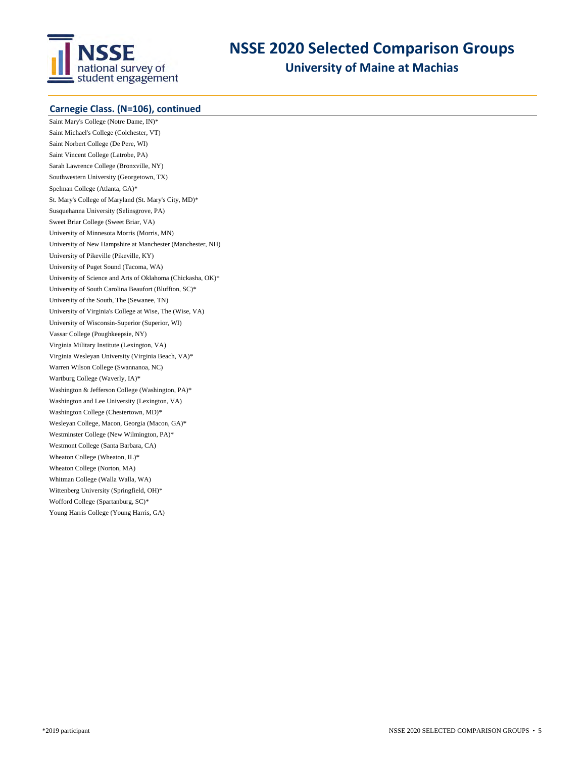# NSSE 2020 Selected Comparison Groups

## University of Maine at Machias

### Carnegie Class. (N=106), continued

Saint Mary's College (Notre Dame, IN)*
Saint Michael's College (Colchester, VT)
Saint Norbert College (De Pere, WI)
Saint Vincent College (Latrobe, PA)
Sarah Lawrence College (Bronxville, NY)
Southwestern University (Georgetown, TX)
Spelman College (Atlanta, GA)*
St. Mary's College of Maryland (St. Mary's City, MD)*
Susquehanna University (Selinsgrove, PA)
Sweet Briar College (Sweet Briar, VA)
University of Minnesota Morris (Morris, MN)
University of New Hampshire at Manchester (Manchester, NH)
University of Pikeville (Pikeville, KY)
University of Puget Sound (Tacoma, WA)
University of Science and Arts of Oklahoma (Chickasha, OK)*
University of South Carolina Beaufort (Bluffton, SC)*
University of the South, The (Sewanee, TN)
University of Virginia's College at Wise, The (Wise, VA)
University of Wisconsin-Superior (Superior, WI)
Vassar College (Poughkeepsie, NY)
Virginia Military Institute (Lexington, VA)
Virginia Wesleyan University (Virginia Beach, VA)*
Warren Wilson College (Swannanoa, NC)
Wartburg College (Waverly, IA)*
Washington & Jefferson College (Washington, PA)*
Washington and Lee University (Lexington, VA)
Washington College (Chestertown, MD)*
Wesleyan College, Macon, Georgia (Macon, GA)*
Westminster College (New Wilmington, PA)*
Westmont College (Santa Barbara, CA)
Wheaton College (Wheaton, IL)*
Wheaton College (Norton, MA)
Whitman College (Walla Walla, WA)
Wittenberg University (Springfield, OH)*
Wofford College (Spartanburg, SC)*
Young Harris College (Young Harris, GA)

*2019 participant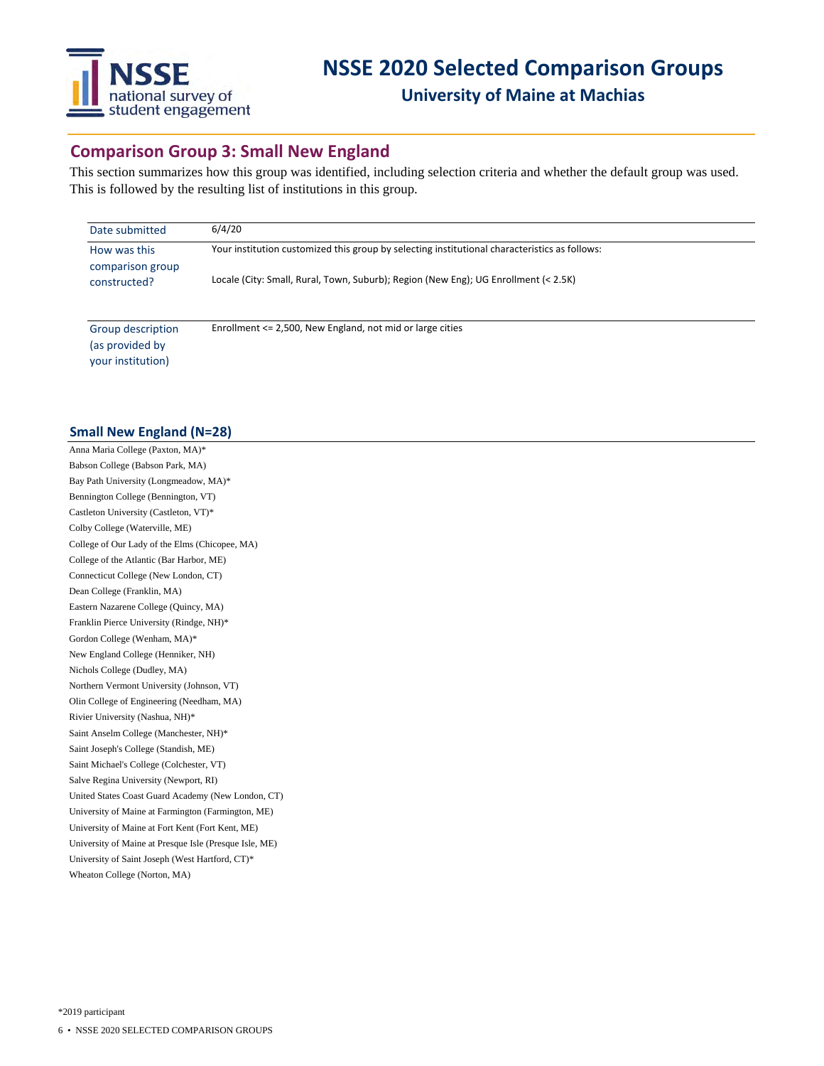# NSSE 2020 Selected Comparison Groups

## University of Maine at Machias

## Comparison Group 3: Small New England

This section summarizes how this group was identified, including selection criteria and whether the default group was used. This is followed by the resulting list of institutions in this group.

| | |
|---|---|
| Date submitted | 6/4/20 |
| How was this comparison group constructed? | Your institution customized this group by selecting institutional characteristics as follows:<br><br>Locale (City: Small, Rural, Town, Suburb); Region (New Eng); UG Enrollment (< 2.5K) |
| Group description (as provided by your institution) | Enrollment <= 2,500, New England, not mid or large cities |

### Small New England (N=28)

Anna Maria College (Paxton, MA)*
Babson College (Babson Park, MA)
Bay Path University (Longmeadow, MA)*
Bennington College (Bennington, VT)
Castleton University (Castleton, VT)*
Colby College (Waterville, ME)
College of Our Lady of the Elms (Chicopee, MA)
College of the Atlantic (Bar Harbor, ME)
Connecticut College (New London, CT)
Dean College (Franklin, MA)
Eastern Nazarene College (Quincy, MA)
Franklin Pierce University (Rindge, NH)*
Gordon College (Wenham, MA)*
New England College (Henniker, NH)
Nichols College (Dudley, MA)
Northern Vermont University (Johnson, VT)
Olin College of Engineering (Needham, MA)
Rivier University (Nashua, NH)*
Saint Anselm College (Manchester, NH)*
Saint Joseph's College (Standish, ME)
Saint Michael's College (Colchester, VT)
Salve Regina University (Newport, RI)
United States Coast Guard Academy (New London, CT)
University of Maine at Farmington (Farmington, ME)
University of Maine at Fort Kent (Fort Kent, ME)
University of Maine at Presque Isle (Presque Isle, ME)
University of Saint Joseph (West Hartford, CT)*
Wheaton College (Norton, MA)

*2019 participant